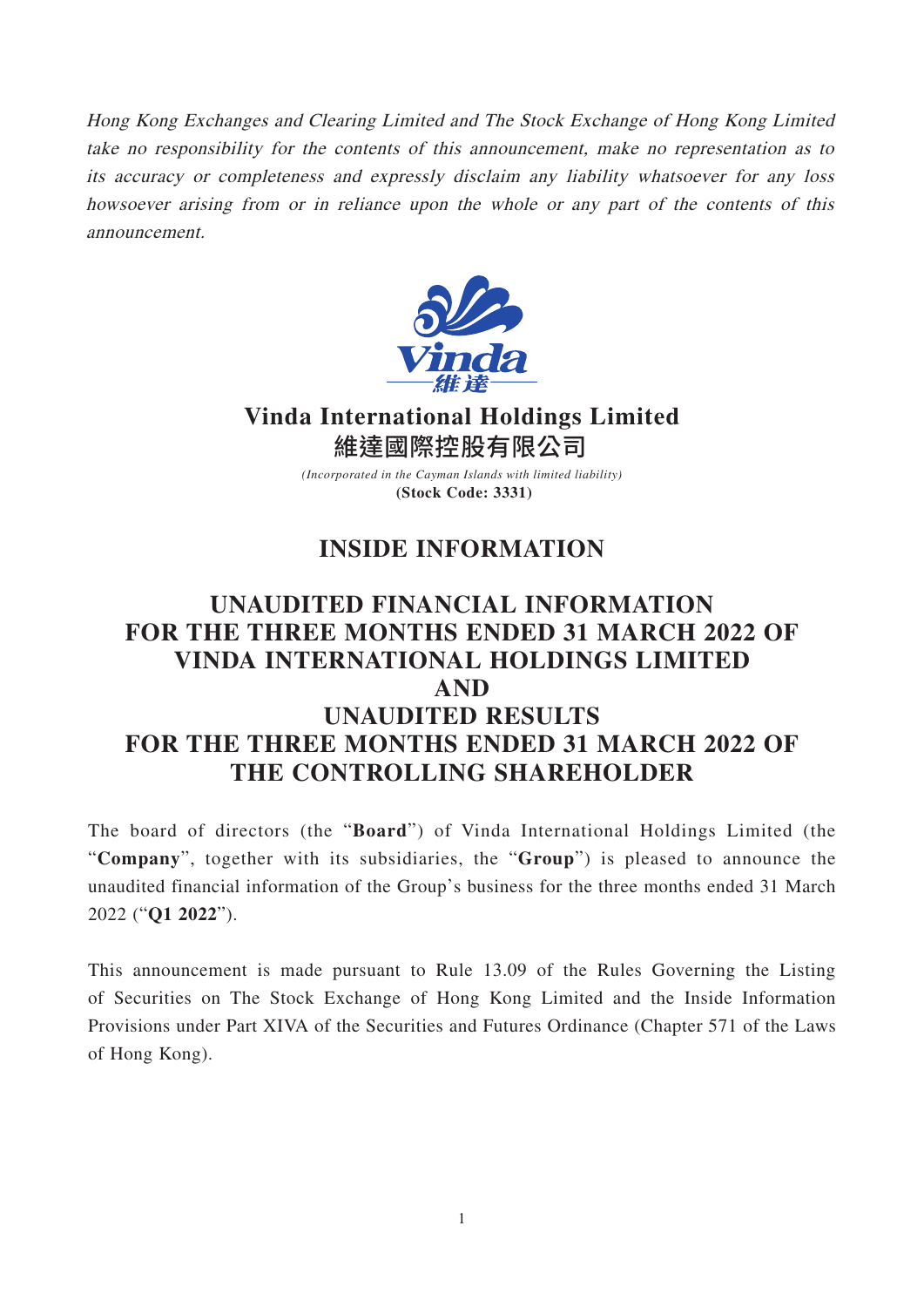*Hong Kong Exchanges and Clearing Limited and The Stock Exchange of Hong Kong Limited take no responsibility for the contents of this announcement, make no representation as to its accuracy or completeness and expressly disclaim any liability whatsoever for any loss howsoever arising from or in reliance upon the whole or any part of the contents of this announcement.*

# Vinda International Holdings Limited
# 維達國際控股有限公司

*(Incorporated in the Cayman Islands with limited liability)*
**(Stock Code: 3331)**

## INSIDE INFORMATION

## UNAUDITED FINANCIAL INFORMATION FOR THE THREE MONTHS ENDED 31 MARCH 2022 OF VINDA INTERNATIONAL HOLDINGS LIMITED AND UNAUDITED RESULTS FOR THE THREE MONTHS ENDED 31 MARCH 2022 OF THE CONTROLLING SHAREHOLDER

The board of directors (the "**Board**") of Vinda International Holdings Limited (the "**Company**", together with its subsidiaries, the "**Group**") is pleased to announce the unaudited financial information of the Group's business for the three months ended 31 March 2022 ("**Q1 2022**").

This announcement is made pursuant to Rule 13.09 of the Rules Governing the Listing of Securities on The Stock Exchange of Hong Kong Limited and the Inside Information Provisions under Part XIVA of the Securities and Futures Ordinance (Chapter 571 of the Laws of Hong Kong).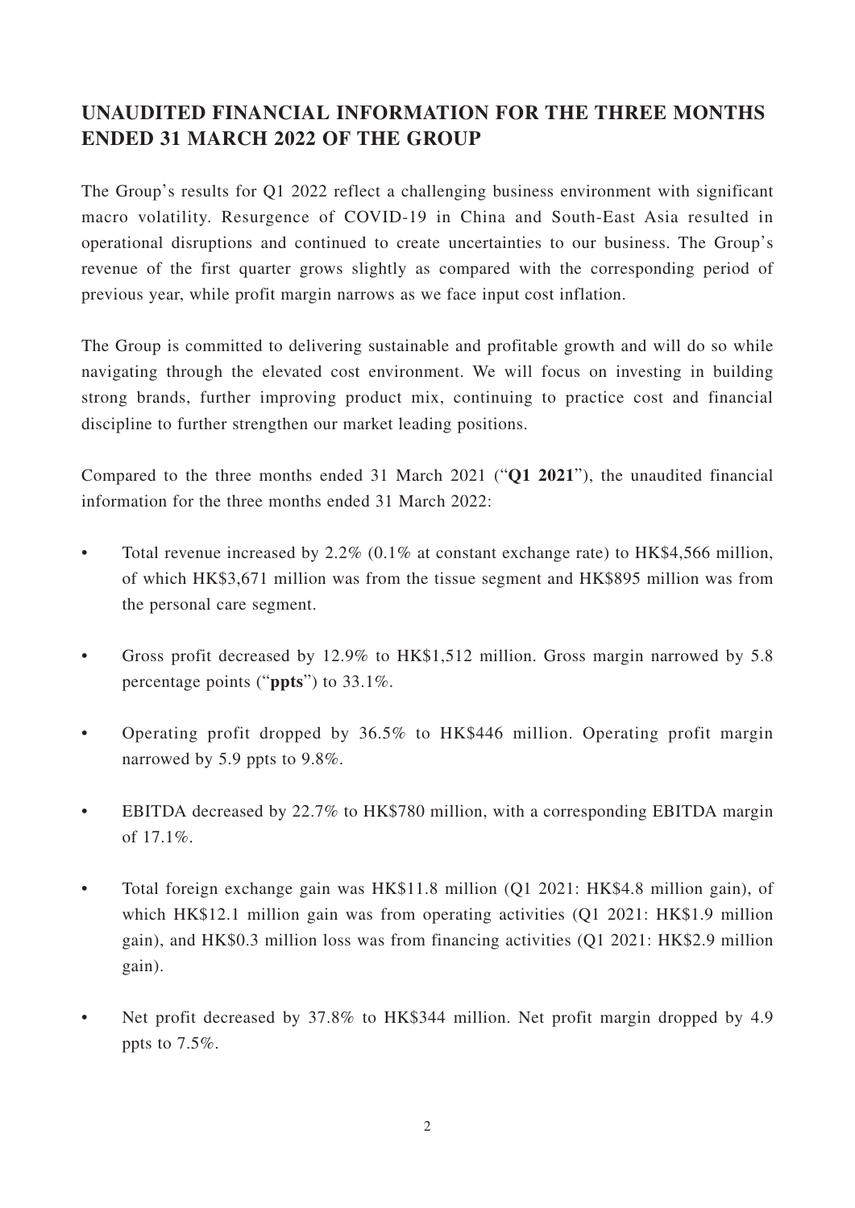## UNAUDITED FINANCIAL INFORMATION FOR THE THREE MONTHS ENDED 31 MARCH 2022 OF THE GROUP

The Group's results for Q1 2022 reflect a challenging business environment with significant macro volatility. Resurgence of COVID-19 in China and South-East Asia resulted in operational disruptions and continued to create uncertainties to our business. The Group's revenue of the first quarter grows slightly as compared with the corresponding period of previous year, while profit margin narrows as we face input cost inflation.

The Group is committed to delivering sustainable and profitable growth and will do so while navigating through the elevated cost environment. We will focus on investing in building strong brands, further improving product mix, continuing to practice cost and financial discipline to further strengthen our market leading positions.

Compared to the three months ended 31 March 2021 ("**Q1 2021**"), the unaudited financial information for the three months ended 31 March 2022:

- Total revenue increased by 2.2% (0.1% at constant exchange rate) to HK$4,566 million, of which HK$3,671 million was from the tissue segment and HK$895 million was from the personal care segment.
- Gross profit decreased by 12.9% to HK$1,512 million. Gross margin narrowed by 5.8 percentage points ("**ppts**") to 33.1%.
- Operating profit dropped by 36.5% to HK$446 million. Operating profit margin narrowed by 5.9 ppts to 9.8%.
- EBITDA decreased by 22.7% to HK$780 million, with a corresponding EBITDA margin of 17.1%.
- Total foreign exchange gain was HK$11.8 million (Q1 2021: HK$4.8 million gain), of which HK$12.1 million gain was from operating activities (Q1 2021: HK$1.9 million gain), and HK$0.3 million loss was from financing activities (Q1 2021: HK$2.9 million gain).
- Net profit decreased by 37.8% to HK$344 million. Net profit margin dropped by 4.9 ppts to 7.5%.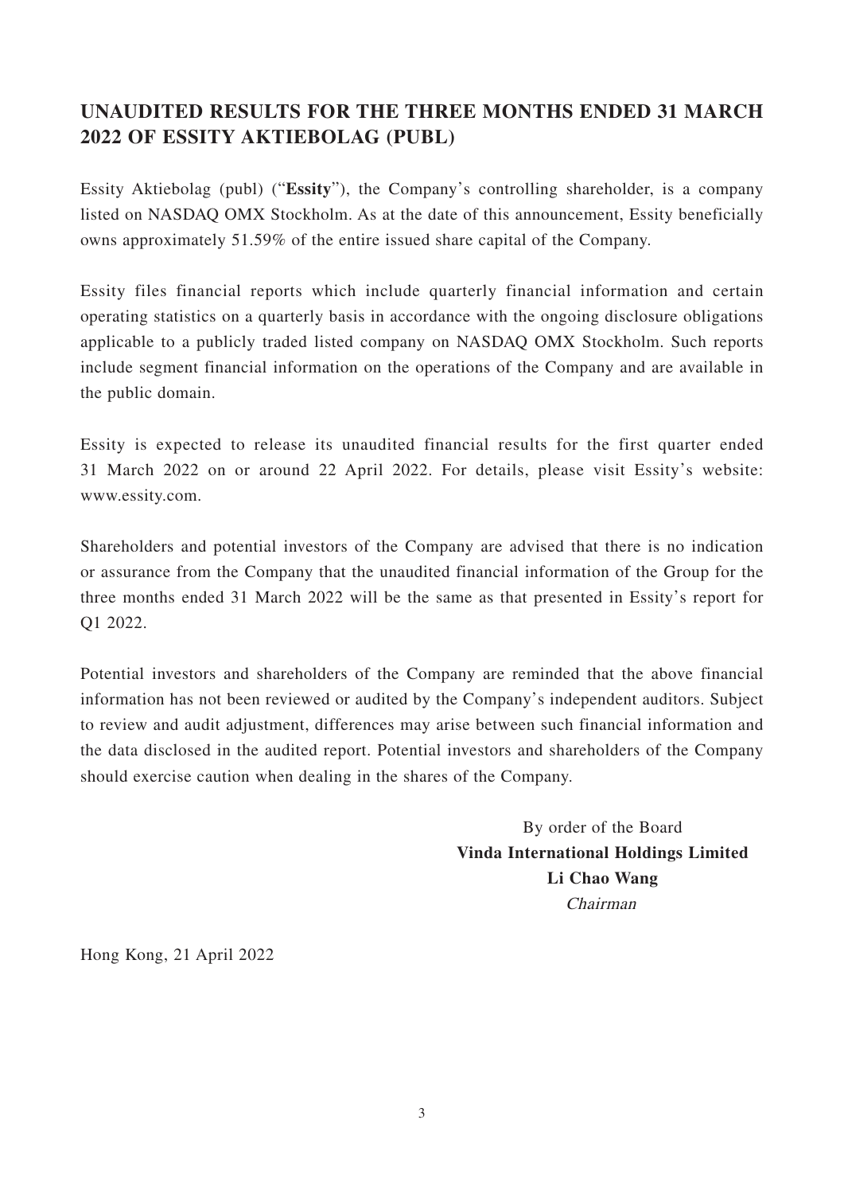## UNAUDITED RESULTS FOR THE THREE MONTHS ENDED 31 MARCH 2022 OF ESSITY AKTIEBOLAG (PUBL)

Essity Aktiebolag (publ) ("**Essity**"), the Company's controlling shareholder, is a company listed on NASDAQ OMX Stockholm. As at the date of this announcement, Essity beneficially owns approximately 51.59% of the entire issued share capital of the Company.

Essity files financial reports which include quarterly financial information and certain operating statistics on a quarterly basis in accordance with the ongoing disclosure obligations applicable to a publicly traded listed company on NASDAQ OMX Stockholm. Such reports include segment financial information on the operations of the Company and are available in the public domain.

Essity is expected to release its unaudited financial results for the first quarter ended 31 March 2022 on or around 22 April 2022. For details, please visit Essity's website: www.essity.com.

Shareholders and potential investors of the Company are advised that there is no indication or assurance from the Company that the unaudited financial information of the Group for the three months ended 31 March 2022 will be the same as that presented in Essity's report for Q1 2022.

Potential investors and shareholders of the Company are reminded that the above financial information has not been reviewed or audited by the Company's independent auditors. Subject to review and audit adjustment, differences may arise between such financial information and the data disclosed in the audited report. Potential investors and shareholders of the Company should exercise caution when dealing in the shares of the Company.

By order of the Board
**Vinda International Holdings Limited**
**Li Chao Wang**
*Chairman*

Hong Kong, 21 April 2022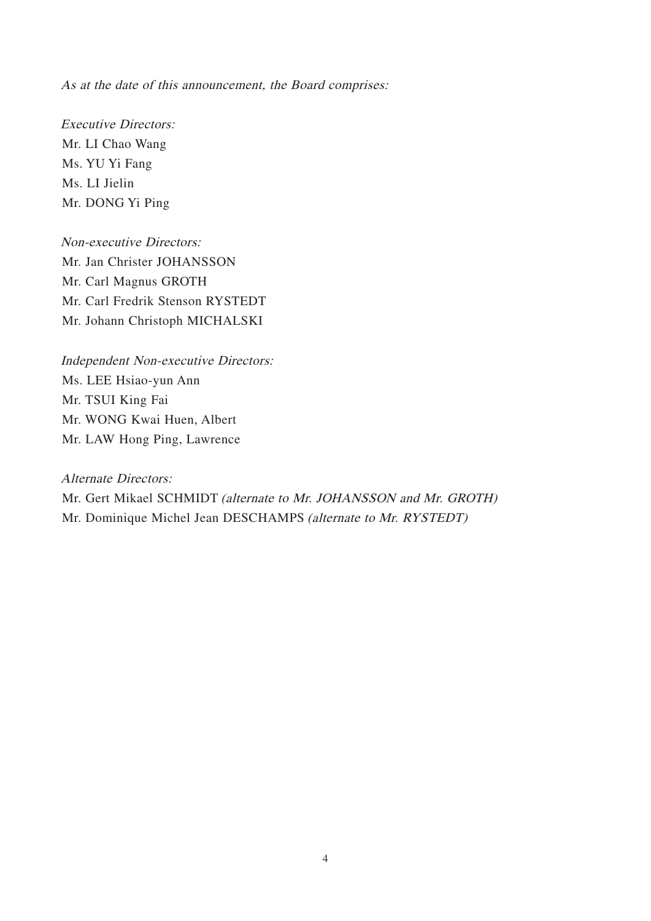*As at the date of this announcement, the Board comprises:*

*Executive Directors:*
Mr. LI Chao Wang
Ms. YU Yi Fang
Ms. LI Jielin
Mr. DONG Yi Ping

*Non-executive Directors:*
Mr. Jan Christer JOHANSSON
Mr. Carl Magnus GROTH
Mr. Carl Fredrik Stenson RYSTEDT
Mr. Johann Christoph MICHALSKI

*Independent Non-executive Directors:*
Ms. LEE Hsiao-yun Ann
Mr. TSUI King Fai
Mr. WONG Kwai Huen, Albert
Mr. LAW Hong Ping, Lawrence

*Alternate Directors:*
Mr. Gert Mikael SCHMIDT *(alternate to Mr. JOHANSSON and Mr. GROTH)*
Mr. Dominique Michel Jean DESCHAMPS *(alternate to Mr. RYSTEDT)*